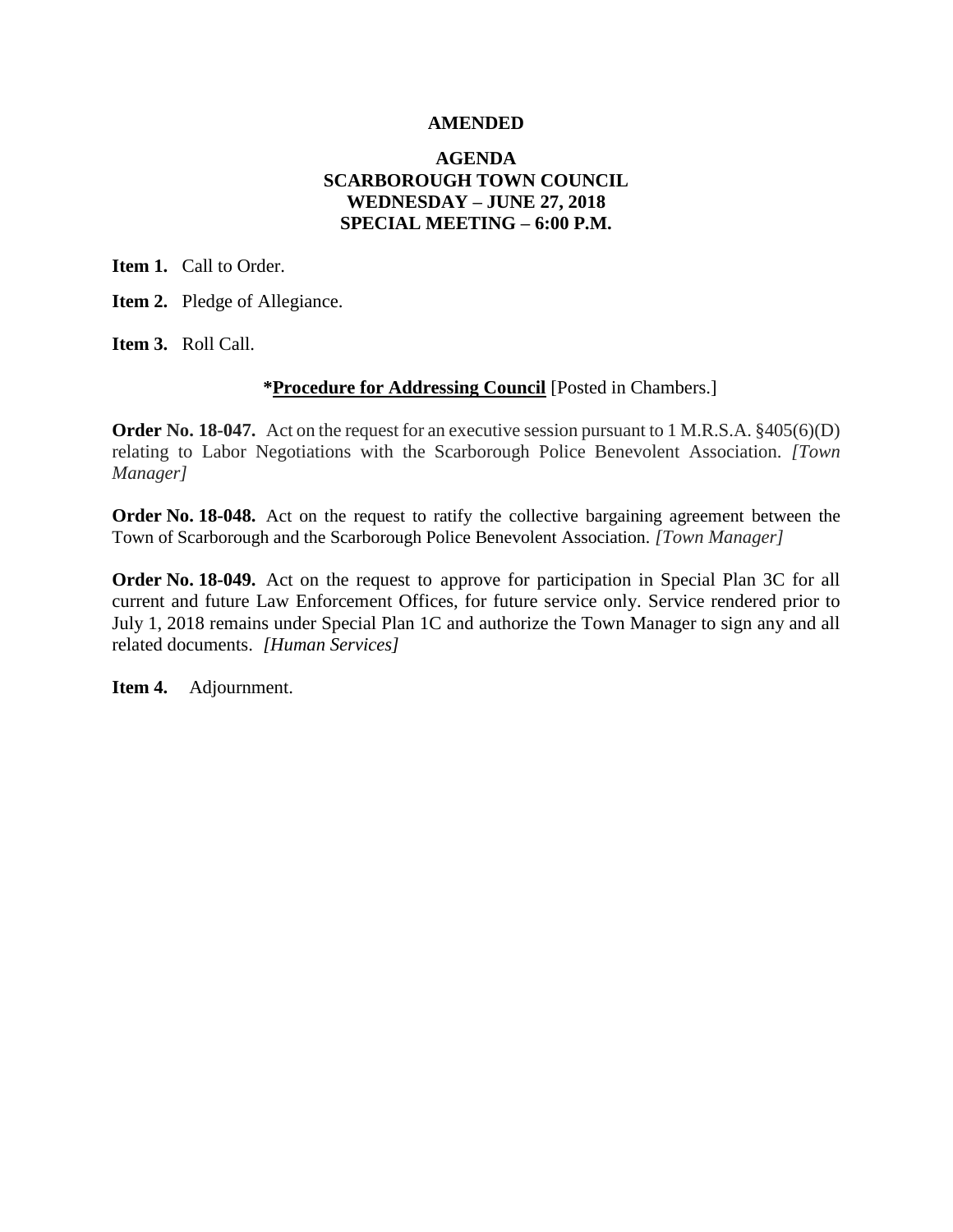**AMENDED**

**AGENDA**
**SCARBOROUGH TOWN COUNCIL**
**WEDNESDAY – JUNE 27, 2018**
**SPECIAL MEETING – 6:00 P.M.**

**Item 1.** Call to Order.

**Item 2.** Pledge of Allegiance.

**Item 3.** Roll Call.

***Procedure for Addressing Council** [Posted in Chambers.]

**Order No. 18-047.** Act on the request for an executive session pursuant to 1 M.R.S.A. §405(6)(D) relating to Labor Negotiations with the Scarborough Police Benevolent Association. *[Town Manager]*

**Order No. 18-048.** Act on the request to ratify the collective bargaining agreement between the Town of Scarborough and the Scarborough Police Benevolent Association. *[Town Manager]*

**Order No. 18-049.** Act on the request to approve for participation in Special Plan 3C for all current and future Law Enforcement Offices, for future service only. Service rendered prior to July 1, 2018 remains under Special Plan 1C and authorize the Town Manager to sign any and all related documents. *[Human Services]*

**Item 4.** Adjournment.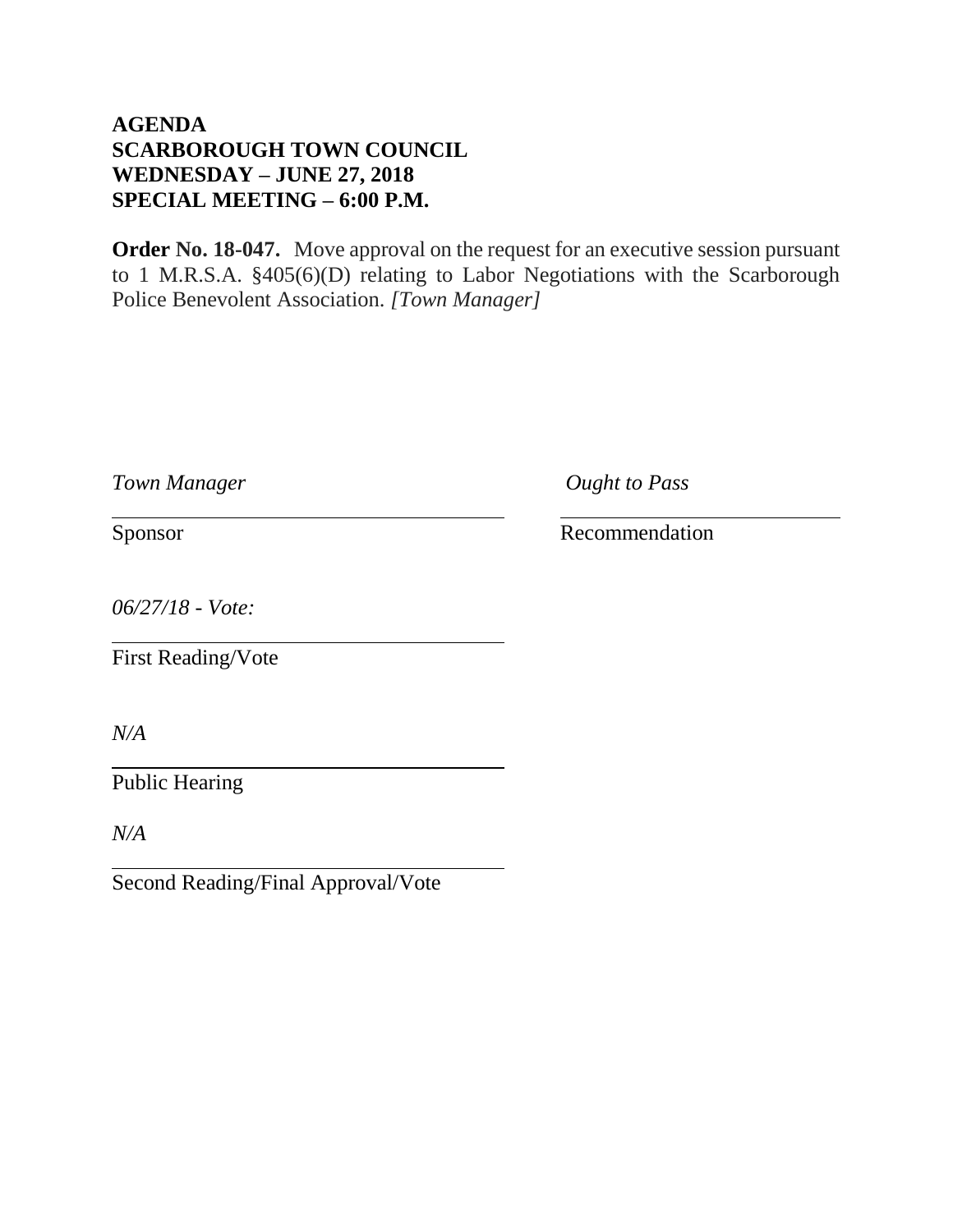**AGENDA**
**SCARBOROUGH TOWN COUNCIL**
**WEDNESDAY – JUNE 27, 2018**
**SPECIAL MEETING – 6:00 P.M.**

**Order No. 18-047.** Move approval on the request for an executive session pursuant to 1 M.R.S.A. §405(6)(D) relating to Labor Negotiations with the Scarborough Police Benevolent Association. *[Town Manager]*

*Town Manager*

Sponsor

*Ought to Pass*

Recommendation

*06/27/18 - Vote:*

First Reading/Vote

*N/A*

Public Hearing

*N/A*

Second Reading/Final Approval/Vote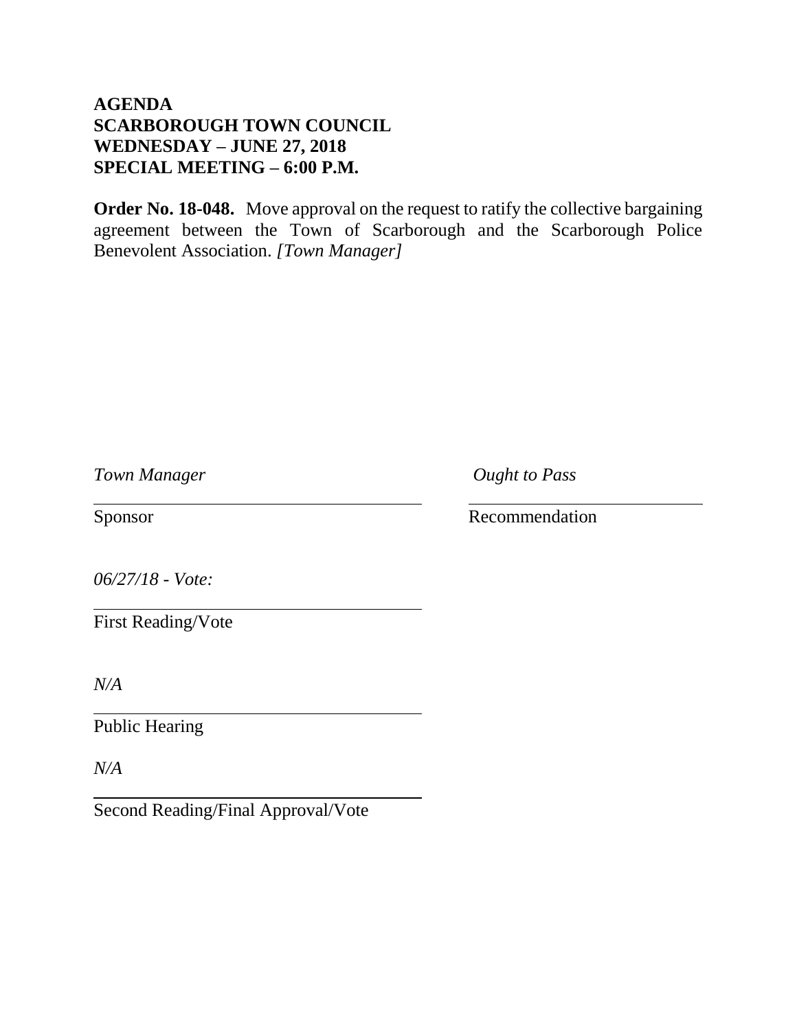**AGENDA**
**SCARBOROUGH TOWN COUNCIL**
**WEDNESDAY – JUNE 27, 2018**
**SPECIAL MEETING – 6:00 P.M.**

**Order No. 18-048.** Move approval on the request to ratify the collective bargaining agreement between the Town of Scarborough and the Scarborough Police Benevolent Association. *[Town Manager]*

*Town Manager*
Sponsor

*Ought to Pass*
Recommendation

*06/27/18 - Vote:*
First Reading/Vote

*N/A*
Public Hearing

*N/A*
Second Reading/Final Approval/Vote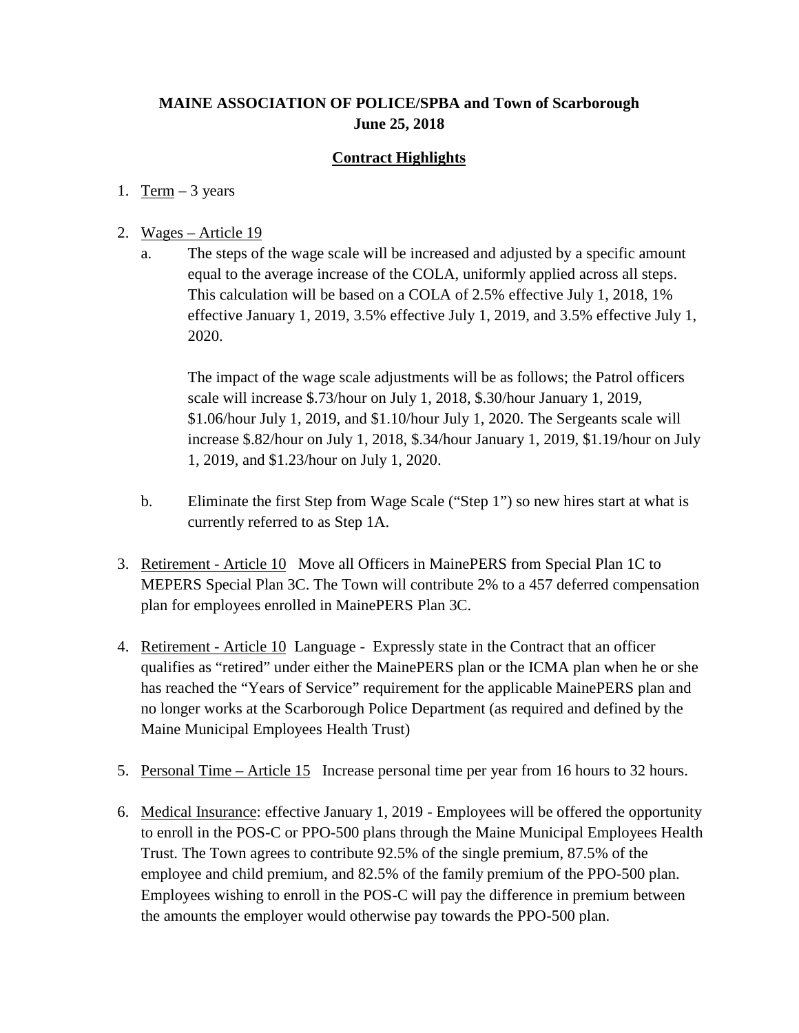**MAINE ASSOCIATION OF POLICE/SPBA and Town of Scarborough**
**June 25, 2018**

**Contract Highlights**

1. Term – 3 years

2. Wages – Article 19
   a. The steps of the wage scale will be increased and adjusted by a specific amount equal to the average increase of the COLA, uniformly applied across all steps. This calculation will be based on a COLA of 2.5% effective July 1, 2018, 1% effective January 1, 2019, 3.5% effective July 1, 2019, and 3.5% effective July 1, 2020.

      The impact of the wage scale adjustments will be as follows; the Patrol officers scale will increase $.73/hour on July 1, 2018, $.30/hour January 1, 2019, $1.06/hour July 1, 2019, and $1.10/hour July 1, 2020. The Sergeants scale will increase $.82/hour on July 1, 2018, $.34/hour January 1, 2019, $1.19/hour on July 1, 2019, and $1.23/hour on July 1, 2020.

   b. Eliminate the first Step from Wage Scale ("Step 1") so new hires start at what is currently referred to as Step 1A.

3. Retirement - Article 10 Move all Officers in MainePERS from Special Plan 1C to MEPERS Special Plan 3C. The Town will contribute 2% to a 457 deferred compensation plan for employees enrolled in MainePERS Plan 3C.

4. Retirement - Article 10 Language - Expressly state in the Contract that an officer qualifies as "retired" under either the MainePERS plan or the ICMA plan when he or she has reached the "Years of Service" requirement for the applicable MainePERS plan and no longer works at the Scarborough Police Department (as required and defined by the Maine Municipal Employees Health Trust)

5. Personal Time – Article 15 Increase personal time per year from 16 hours to 32 hours.

6. Medical Insurance: effective January 1, 2019 - Employees will be offered the opportunity to enroll in the POS-C or PPO-500 plans through the Maine Municipal Employees Health Trust. The Town agrees to contribute 92.5% of the single premium, 87.5% of the employee and child premium, and 82.5% of the family premium of the PPO-500 plan. Employees wishing to enroll in the POS-C will pay the difference in premium between the amounts the employer would otherwise pay towards the PPO-500 plan.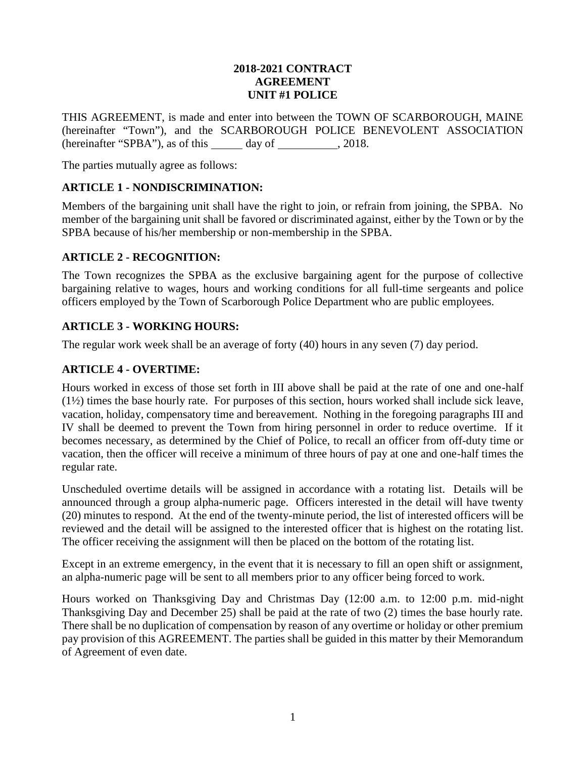**2018-2021 CONTRACT**
**AGREEMENT**
**UNIT #1 POLICE**

THIS AGREEMENT, is made and enter into between the TOWN OF SCARBOROUGH, MAINE (hereinafter "Town"), and the SCARBOROUGH POLICE BENEVOLENT ASSOCIATION (hereinafter "SPBA"), as of this ______ day of __________, 2018.

The parties mutually agree as follows:

## ARTICLE 1 - NONDISCRIMINATION:

Members of the bargaining unit shall have the right to join, or refrain from joining, the SPBA. No member of the bargaining unit shall be favored or discriminated against, either by the Town or by the SPBA because of his/her membership or non-membership in the SPBA.

## ARTICLE 2 - RECOGNITION:

The Town recognizes the SPBA as the exclusive bargaining agent for the purpose of collective bargaining relative to wages, hours and working conditions for all full-time sergeants and police officers employed by the Town of Scarborough Police Department who are public employees.

## ARTICLE 3 - WORKING HOURS:

The regular work week shall be an average of forty (40) hours in any seven (7) day period.

## ARTICLE 4 - OVERTIME:

Hours worked in excess of those set forth in III above shall be paid at the rate of one and one-half (1½) times the base hourly rate. For purposes of this section, hours worked shall include sick leave, vacation, holiday, compensatory time and bereavement. Nothing in the foregoing paragraphs III and IV shall be deemed to prevent the Town from hiring personnel in order to reduce overtime. If it becomes necessary, as determined by the Chief of Police, to recall an officer from off-duty time or vacation, then the officer will receive a minimum of three hours of pay at one and one-half times the regular rate.

Unscheduled overtime details will be assigned in accordance with a rotating list. Details will be announced through a group alpha-numeric page. Officers interested in the detail will have twenty (20) minutes to respond. At the end of the twenty-minute period, the list of interested officers will be reviewed and the detail will be assigned to the interested officer that is highest on the rotating list. The officer receiving the assignment will then be placed on the bottom of the rotating list.

Except in an extreme emergency, in the event that it is necessary to fill an open shift or assignment, an alpha-numeric page will be sent to all members prior to any officer being forced to work.

Hours worked on Thanksgiving Day and Christmas Day (12:00 a.m. to 12:00 p.m. mid-night Thanksgiving Day and December 25) shall be paid at the rate of two (2) times the base hourly rate. There shall be no duplication of compensation by reason of any overtime or holiday or other premium pay provision of this AGREEMENT. The parties shall be guided in this matter by their Memorandum of Agreement of even date.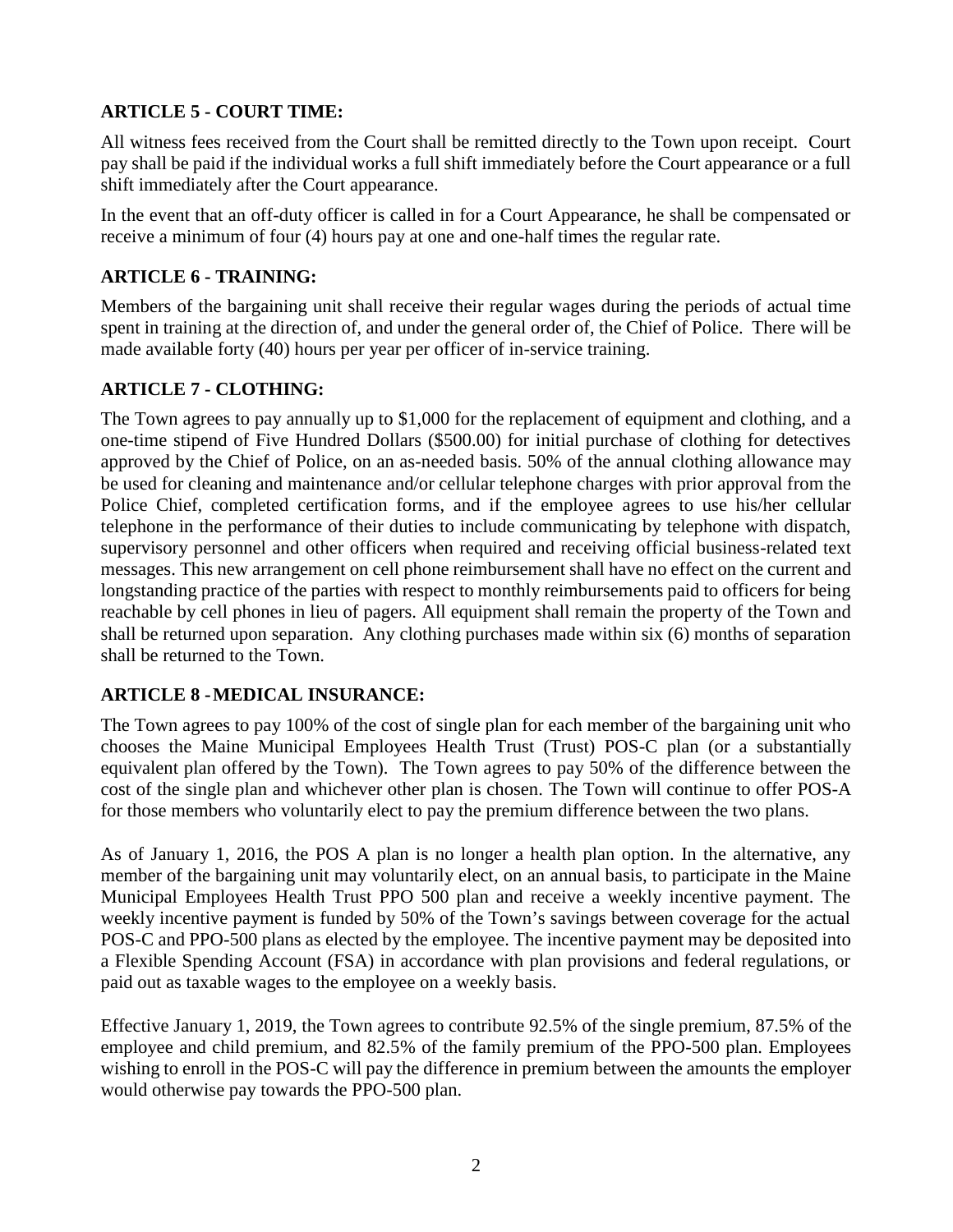## ARTICLE 5 - COURT TIME:

All witness fees received from the Court shall be remitted directly to the Town upon receipt. Court pay shall be paid if the individual works a full shift immediately before the Court appearance or a full shift immediately after the Court appearance.

In the event that an off-duty officer is called in for a Court Appearance, he shall be compensated or receive a minimum of four (4) hours pay at one and one-half times the regular rate.

## ARTICLE 6 - TRAINING:

Members of the bargaining unit shall receive their regular wages during the periods of actual time spent in training at the direction of, and under the general order of, the Chief of Police. There will be made available forty (40) hours per year per officer of in-service training.

## ARTICLE 7 - CLOTHING:

The Town agrees to pay annually up to $1,000 for the replacement of equipment and clothing, and a one-time stipend of Five Hundred Dollars ($500.00) for initial purchase of clothing for detectives approved by the Chief of Police, on an as-needed basis. 50% of the annual clothing allowance may be used for cleaning and maintenance and/or cellular telephone charges with prior approval from the Police Chief, completed certification forms, and if the employee agrees to use his/her cellular telephone in the performance of their duties to include communicating by telephone with dispatch, supervisory personnel and other officers when required and receiving official business-related text messages. This new arrangement on cell phone reimbursement shall have no effect on the current and longstanding practice of the parties with respect to monthly reimbursements paid to officers for being reachable by cell phones in lieu of pagers. All equipment shall remain the property of the Town and shall be returned upon separation. Any clothing purchases made within six (6) months of separation shall be returned to the Town.

## ARTICLE 8 - MEDICAL INSURANCE:

The Town agrees to pay 100% of the cost of single plan for each member of the bargaining unit who chooses the Maine Municipal Employees Health Trust (Trust) POS-C plan (or a substantially equivalent plan offered by the Town). The Town agrees to pay 50% of the difference between the cost of the single plan and whichever other plan is chosen. The Town will continue to offer POS-A for those members who voluntarily elect to pay the premium difference between the two plans.

As of January 1, 2016, the POS A plan is no longer a health plan option. In the alternative, any member of the bargaining unit may voluntarily elect, on an annual basis, to participate in the Maine Municipal Employees Health Trust PPO 500 plan and receive a weekly incentive payment. The weekly incentive payment is funded by 50% of the Town's savings between coverage for the actual POS-C and PPO-500 plans as elected by the employee. The incentive payment may be deposited into a Flexible Spending Account (FSA) in accordance with plan provisions and federal regulations, or paid out as taxable wages to the employee on a weekly basis.

Effective January 1, 2019, the Town agrees to contribute 92.5% of the single premium, 87.5% of the employee and child premium, and 82.5% of the family premium of the PPO-500 plan. Employees wishing to enroll in the POS-C will pay the difference in premium between the amounts the employer would otherwise pay towards the PPO-500 plan.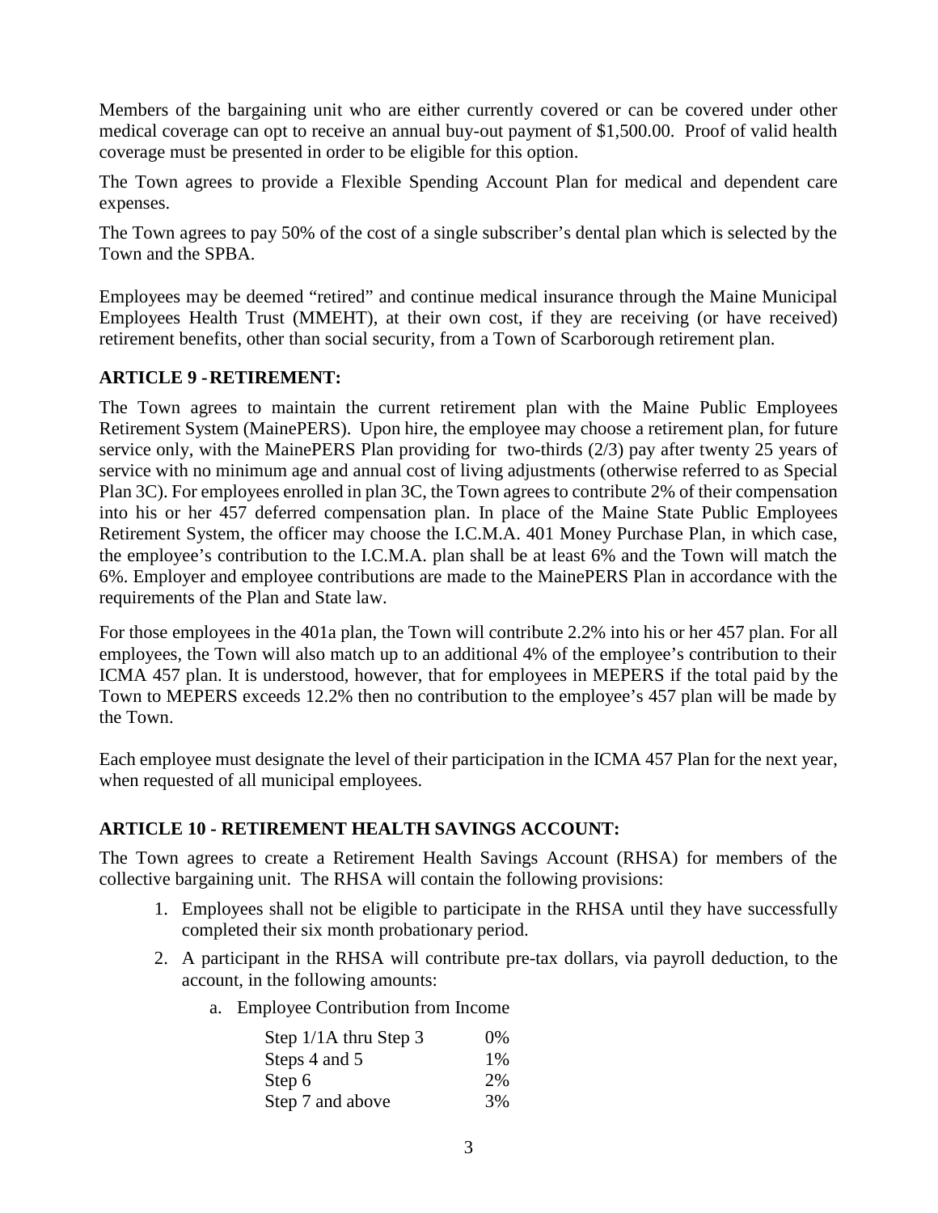Members of the bargaining unit who are either currently covered or can be covered under other medical coverage can opt to receive an annual buy-out payment of $1,500.00. Proof of valid health coverage must be presented in order to be eligible for this option.

The Town agrees to provide a Flexible Spending Account Plan for medical and dependent care expenses.

The Town agrees to pay 50% of the cost of a single subscriber's dental plan which is selected by the Town and the SPBA.

Employees may be deemed "retired" and continue medical insurance through the Maine Municipal Employees Health Trust (MMEHT), at their own cost, if they are receiving (or have received) retirement benefits, other than social security, from a Town of Scarborough retirement plan.

**ARTICLE 9 - RETIREMENT:**

The Town agrees to maintain the current retirement plan with the Maine Public Employees Retirement System (MainePERS). Upon hire, the employee may choose a retirement plan, for future service only, with the MainePERS Plan providing for two-thirds (2/3) pay after twenty 25 years of service with no minimum age and annual cost of living adjustments (otherwise referred to as Special Plan 3C). For employees enrolled in plan 3C, the Town agrees to contribute 2% of their compensation into his or her 457 deferred compensation plan. In place of the Maine State Public Employees Retirement System, the officer may choose the I.C.M.A. 401 Money Purchase Plan, in which case, the employee's contribution to the I.C.M.A. plan shall be at least 6% and the Town will match the 6%. Employer and employee contributions are made to the MainePERS Plan in accordance with the requirements of the Plan and State law.

For those employees in the 401a plan, the Town will contribute 2.2% into his or her 457 plan. For all employees, the Town will also match up to an additional 4% of the employee's contribution to their ICMA 457 plan. It is understood, however, that for employees in MEPERS if the total paid by the Town to MEPERS exceeds 12.2% then no contribution to the employee's 457 plan will be made by the Town.

Each employee must designate the level of their participation in the ICMA 457 Plan for the next year, when requested of all municipal employees.

**ARTICLE 10 - RETIREMENT HEALTH SAVINGS ACCOUNT:**

The Town agrees to create a Retirement Health Savings Account (RHSA) for members of the collective bargaining unit. The RHSA will contain the following provisions:

1. Employees shall not be eligible to participate in the RHSA until they have successfully completed their six month probationary period.
2. A participant in the RHSA will contribute pre-tax dollars, via payroll deduction, to the account, in the following amounts:
    a. Employee Contribution from Income

| | |
|---|---|
| Step 1/1A thru Step 3 | 0% |
| Steps 4 and 5 | 1% |
| Step 6 | 2% |
| Step 7 and above | 3% |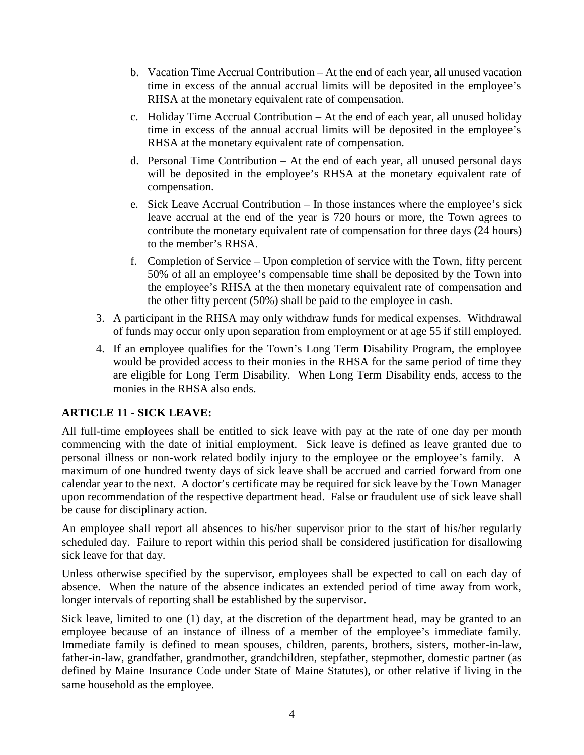b. Vacation Time Accrual Contribution – At the end of each year, all unused vacation time in excess of the annual accrual limits will be deposited in the employee's RHSA at the monetary equivalent rate of compensation.

   c. Holiday Time Accrual Contribution – At the end of each year, all unused holiday time in excess of the annual accrual limits will be deposited in the employee's RHSA at the monetary equivalent rate of compensation.

   d. Personal Time Contribution – At the end of each year, all unused personal days will be deposited in the employee's RHSA at the monetary equivalent rate of compensation.

   e. Sick Leave Accrual Contribution – In those instances where the employee's sick leave accrual at the end of the year is 720 hours or more, the Town agrees to contribute the monetary equivalent rate of compensation for three days (24 hours) to the member's RHSA.

   f. Completion of Service – Upon completion of service with the Town, fifty percent 50% of all an employee's compensable time shall be deposited by the Town into the employee's RHSA at the then monetary equivalent rate of compensation and the other fifty percent (50%) shall be paid to the employee in cash.

3. A participant in the RHSA may only withdraw funds for medical expenses. Withdrawal of funds may occur only upon separation from employment or at age 55 if still employed.

4. If an employee qualifies for the Town's Long Term Disability Program, the employee would be provided access to their monies in the RHSA for the same period of time they are eligible for Long Term Disability. When Long Term Disability ends, access to the monies in the RHSA also ends.

**ARTICLE 11 - SICK LEAVE:**

All full-time employees shall be entitled to sick leave with pay at the rate of one day per month commencing with the date of initial employment. Sick leave is defined as leave granted due to personal illness or non-work related bodily injury to the employee or the employee's family. A maximum of one hundred twenty days of sick leave shall be accrued and carried forward from one calendar year to the next. A doctor's certificate may be required for sick leave by the Town Manager upon recommendation of the respective department head. False or fraudulent use of sick leave shall be cause for disciplinary action.

An employee shall report all absences to his/her supervisor prior to the start of his/her regularly scheduled day. Failure to report within this period shall be considered justification for disallowing sick leave for that day.

Unless otherwise specified by the supervisor, employees shall be expected to call on each day of absence. When the nature of the absence indicates an extended period of time away from work, longer intervals of reporting shall be established by the supervisor.

Sick leave, limited to one (1) day, at the discretion of the department head, may be granted to an employee because of an instance of illness of a member of the employee's immediate family. Immediate family is defined to mean spouses, children, parents, brothers, sisters, mother-in-law, father-in-law, grandfather, grandmother, grandchildren, stepfather, stepmother, domestic partner (as defined by Maine Insurance Code under State of Maine Statutes), or other relative if living in the same household as the employee.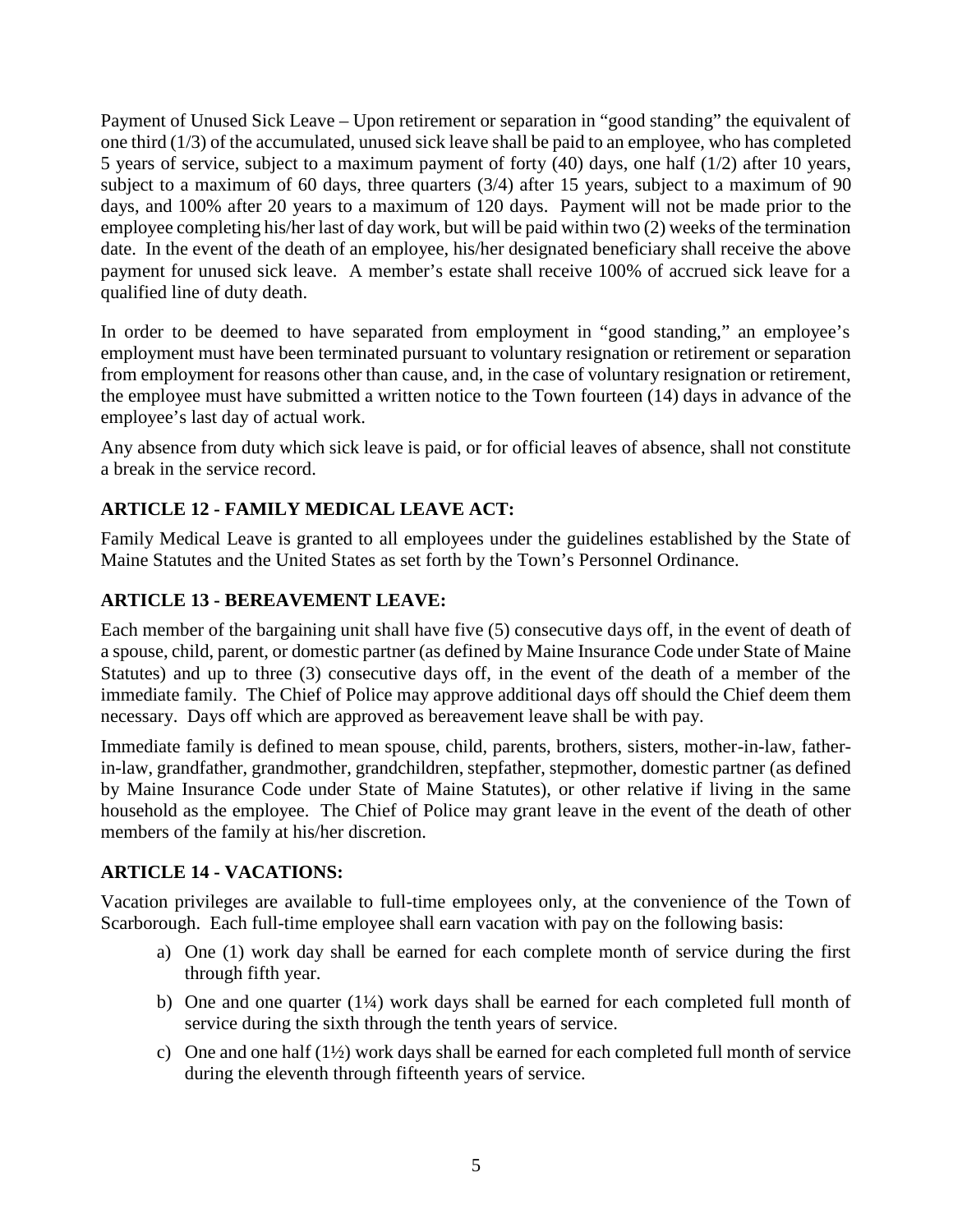Payment of Unused Sick Leave – Upon retirement or separation in "good standing" the equivalent of one third (1/3) of the accumulated, unused sick leave shall be paid to an employee, who has completed 5 years of service, subject to a maximum payment of forty (40) days, one half (1/2) after 10 years, subject to a maximum of 60 days, three quarters (3/4) after 15 years, subject to a maximum of 90 days, and 100% after 20 years to a maximum of 120 days. Payment will not be made prior to the employee completing his/her last of day work, but will be paid within two (2) weeks of the termination date. In the event of the death of an employee, his/her designated beneficiary shall receive the above payment for unused sick leave. A member's estate shall receive 100% of accrued sick leave for a qualified line of duty death.

In order to be deemed to have separated from employment in "good standing," an employee's employment must have been terminated pursuant to voluntary resignation or retirement or separation from employment for reasons other than cause, and, in the case of voluntary resignation or retirement, the employee must have submitted a written notice to the Town fourteen (14) days in advance of the employee's last day of actual work.

Any absence from duty which sick leave is paid, or for official leaves of absence, shall not constitute a break in the service record.

## ARTICLE 12 - FAMILY MEDICAL LEAVE ACT:

Family Medical Leave is granted to all employees under the guidelines established by the State of Maine Statutes and the United States as set forth by the Town's Personnel Ordinance.

## ARTICLE 13 - BEREAVEMENT LEAVE:

Each member of the bargaining unit shall have five (5) consecutive days off, in the event of death of a spouse, child, parent, or domestic partner (as defined by Maine Insurance Code under State of Maine Statutes) and up to three (3) consecutive days off, in the event of the death of a member of the immediate family. The Chief of Police may approve additional days off should the Chief deem them necessary. Days off which are approved as bereavement leave shall be with pay.

Immediate family is defined to mean spouse, child, parents, brothers, sisters, mother-in-law, father-in-law, grandfather, grandmother, grandchildren, stepfather, stepmother, domestic partner (as defined by Maine Insurance Code under State of Maine Statutes), or other relative if living in the same household as the employee. The Chief of Police may grant leave in the event of the death of other members of the family at his/her discretion.

## ARTICLE 14 - VACATIONS:

Vacation privileges are available to full-time employees only, at the convenience of the Town of Scarborough. Each full-time employee shall earn vacation with pay on the following basis:

a) One (1) work day shall be earned for each complete month of service during the first through fifth year.
b) One and one quarter (1¼) work days shall be earned for each completed full month of service during the sixth through the tenth years of service.
c) One and one half (1½) work days shall be earned for each completed full month of service during the eleventh through fifteenth years of service.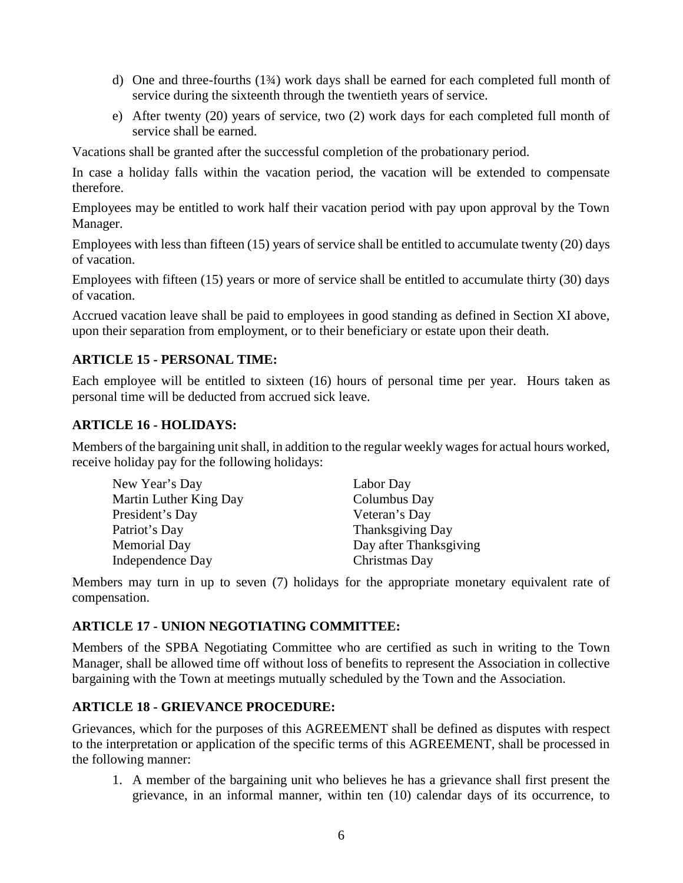d) One and three-fourths (1¾) work days shall be earned for each completed full month of service during the sixteenth through the twentieth years of service.

e) After twenty (20) years of service, two (2) work days for each completed full month of service shall be earned.

Vacations shall be granted after the successful completion of the probationary period.

In case a holiday falls within the vacation period, the vacation will be extended to compensate therefore.

Employees may be entitled to work half their vacation period with pay upon approval by the Town Manager.

Employees with less than fifteen (15) years of service shall be entitled to accumulate twenty (20) days of vacation.

Employees with fifteen (15) years or more of service shall be entitled to accumulate thirty (30) days of vacation.

Accrued vacation leave shall be paid to employees in good standing as defined in Section XI above, upon their separation from employment, or to their beneficiary or estate upon their death.

**ARTICLE 15 - PERSONAL TIME:**

Each employee will be entitled to sixteen (16) hours of personal time per year. Hours taken as personal time will be deducted from accrued sick leave.

**ARTICLE 16 - HOLIDAYS:**

Members of the bargaining unit shall, in addition to the regular weekly wages for actual hours worked, receive holiday pay for the following holidays:

| | |
|---|---|
| New Year's Day | Labor Day |
| Martin Luther King Day | Columbus Day |
| President's Day | Veteran's Day |
| Patriot's Day | Thanksgiving Day |
| Memorial Day | Day after Thanksgiving |
| Independence Day | Christmas Day |

Members may turn in up to seven (7) holidays for the appropriate monetary equivalent rate of compensation.

**ARTICLE 17 - UNION NEGOTIATING COMMITTEE:**

Members of the SPBA Negotiating Committee who are certified as such in writing to the Town Manager, shall be allowed time off without loss of benefits to represent the Association in collective bargaining with the Town at meetings mutually scheduled by the Town and the Association.

**ARTICLE 18 - GRIEVANCE PROCEDURE:**

Grievances, which for the purposes of this AGREEMENT shall be defined as disputes with respect to the interpretation or application of the specific terms of this AGREEMENT, shall be processed in the following manner:

1. A member of the bargaining unit who believes he has a grievance shall first present the grievance, in an informal manner, within ten (10) calendar days of its occurrence, to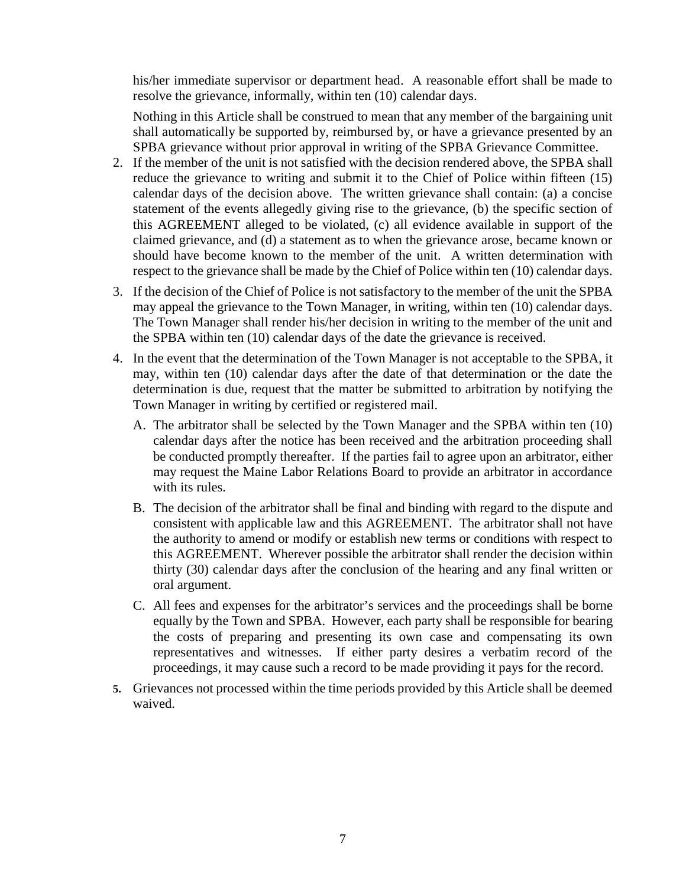his/her immediate supervisor or department head. A reasonable effort shall be made to resolve the grievance, informally, within ten (10) calendar days.

Nothing in this Article shall be construed to mean that any member of the bargaining unit shall automatically be supported by, reimbursed by, or have a grievance presented by an SPBA grievance without prior approval in writing of the SPBA Grievance Committee.

2. If the member of the unit is not satisfied with the decision rendered above, the SPBA shall reduce the grievance to writing and submit it to the Chief of Police within fifteen (15) calendar days of the decision above. The written grievance shall contain: (a) a concise statement of the events allegedly giving rise to the grievance, (b) the specific section of this AGREEMENT alleged to be violated, (c) all evidence available in support of the claimed grievance, and (d) a statement as to when the grievance arose, became known or should have become known to the member of the unit. A written determination with respect to the grievance shall be made by the Chief of Police within ten (10) calendar days.

3. If the decision of the Chief of Police is not satisfactory to the member of the unit the SPBA may appeal the grievance to the Town Manager, in writing, within ten (10) calendar days. The Town Manager shall render his/her decision in writing to the member of the unit and the SPBA within ten (10) calendar days of the date the grievance is received.

4. In the event that the determination of the Town Manager is not acceptable to the SPBA, it may, within ten (10) calendar days after the date of that determination or the date the determination is due, request that the matter be submitted to arbitration by notifying the Town Manager in writing by certified or registered mail.

   A. The arbitrator shall be selected by the Town Manager and the SPBA within ten (10) calendar days after the notice has been received and the arbitration proceeding shall be conducted promptly thereafter. If the parties fail to agree upon an arbitrator, either may request the Maine Labor Relations Board to provide an arbitrator in accordance with its rules.

   B. The decision of the arbitrator shall be final and binding with regard to the dispute and consistent with applicable law and this AGREEMENT. The arbitrator shall not have the authority to amend or modify or establish new terms or conditions with respect to this AGREEMENT. Wherever possible the arbitrator shall render the decision within thirty (30) calendar days after the conclusion of the hearing and any final written or oral argument.

   C. All fees and expenses for the arbitrator's services and the proceedings shall be borne equally by the Town and SPBA. However, each party shall be responsible for bearing the costs of preparing and presenting its own case and compensating its own representatives and witnesses. If either party desires a verbatim record of the proceedings, it may cause such a record to be made providing it pays for the record.

5. Grievances not processed within the time periods provided by this Article shall be deemed waived.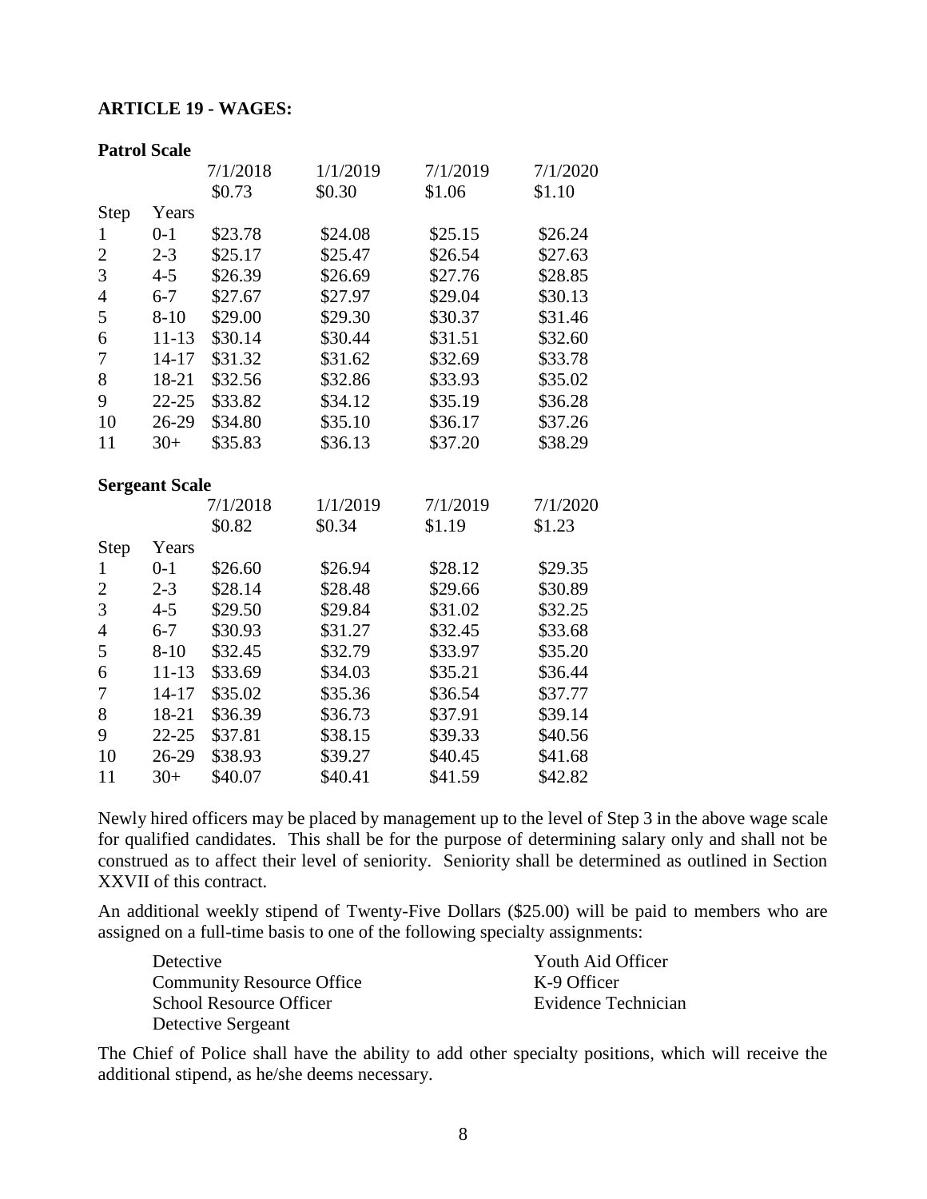**ARTICLE 19 - WAGES:**

**Patrol Scale**

| Step | Years | 7/1/2018 | 1/1/2019 | 7/1/2019 | 7/1/2020 |
|---|---|---|---|---|---|
| | | $0.73 | $0.30 | $1.06 | $1.10 |
| 1 | 0-1 | $23.78 | $24.08 | $25.15 | $26.24 |
| 2 | 2-3 | $25.17 | $25.47 | $26.54 | $27.63 |
| 3 | 4-5 | $26.39 | $26.69 | $27.76 | $28.85 |
| 4 | 6-7 | $27.67 | $27.97 | $29.04 | $30.13 |
| 5 | 8-10 | $29.00 | $29.30 | $30.37 | $31.46 |
| 6 | 11-13 | $30.14 | $30.44 | $31.51 | $32.60 |
| 7 | 14-17 | $31.32 | $31.62 | $32.69 | $33.78 |
| 8 | 18-21 | $32.56 | $32.86 | $33.93 | $35.02 |
| 9 | 22-25 | $33.82 | $34.12 | $35.19 | $36.28 |
| 10 | 26-29 | $34.80 | $35.10 | $36.17 | $37.26 |
| 11 | 30+ | $35.83 | $36.13 | $37.20 | $38.29 |

**Sergeant Scale**

| Step | Years | 7/1/2018 | 1/1/2019 | 7/1/2019 | 7/1/2020 |
|---|---|---|---|---|---|
| | | $0.82 | $0.34 | $1.19 | $1.23 |
| 1 | 0-1 | $26.60 | $26.94 | $28.12 | $29.35 |
| 2 | 2-3 | $28.14 | $28.48 | $29.66 | $30.89 |
| 3 | 4-5 | $29.50 | $29.84 | $31.02 | $32.25 |
| 4 | 6-7 | $30.93 | $31.27 | $32.45 | $33.68 |
| 5 | 8-10 | $32.45 | $32.79 | $33.97 | $35.20 |
| 6 | 11-13 | $33.69 | $34.03 | $35.21 | $36.44 |
| 7 | 14-17 | $35.02 | $35.36 | $36.54 | $37.77 |
| 8 | 18-21 | $36.39 | $36.73 | $37.91 | $39.14 |
| 9 | 22-25 | $37.81 | $38.15 | $39.33 | $40.56 |
| 10 | 26-29 | $38.93 | $39.27 | $40.45 | $41.68 |
| 11 | 30+ | $40.07 | $40.41 | $41.59 | $42.82 |

Newly hired officers may be placed by management up to the level of Step 3 in the above wage scale for qualified candidates. This shall be for the purpose of determining salary only and shall not be construed as to affect their level of seniority. Seniority shall be determined as outlined in Section XXVII of this contract.

An additional weekly stipend of Twenty-Five Dollars ($25.00) will be paid to members who are assigned on a full-time basis to one of the following specialty assignments:

- Detective
- Community Resource Office
- School Resource Officer
- Detective Sergeant
- Youth Aid Officer
- K-9 Officer
- Evidence Technician

The Chief of Police shall have the ability to add other specialty positions, which will receive the additional stipend, as he/she deems necessary.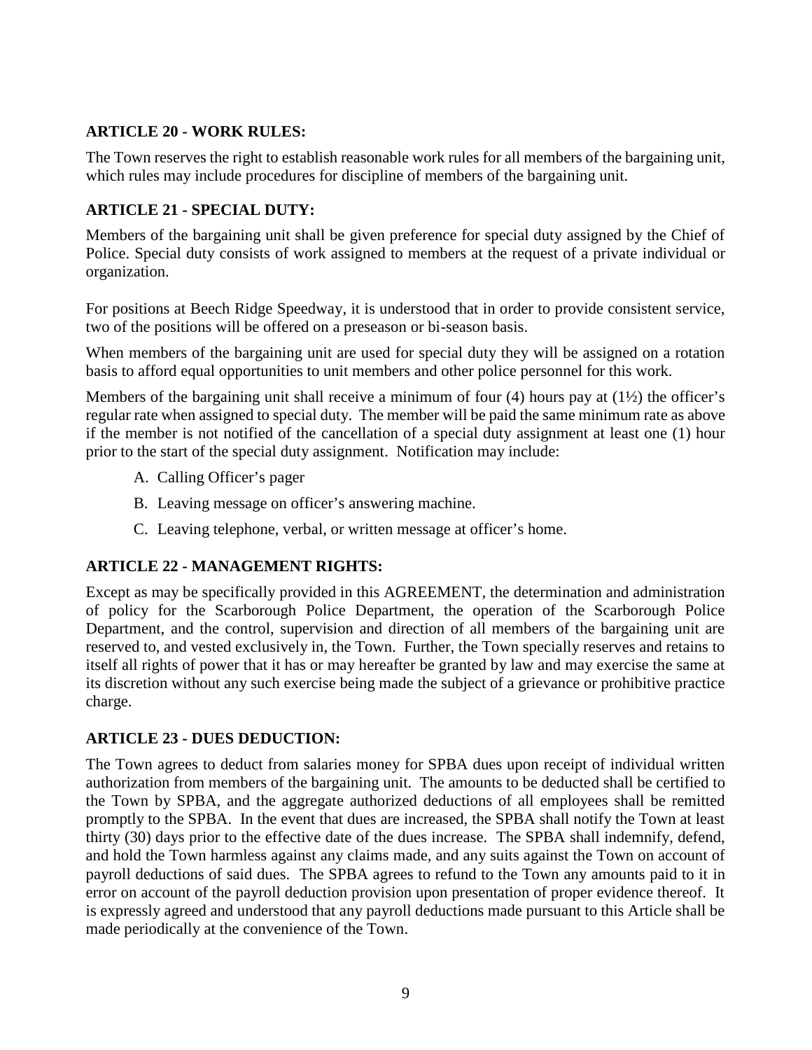**ARTICLE 20 - WORK RULES:**

The Town reserves the right to establish reasonable work rules for all members of the bargaining unit, which rules may include procedures for discipline of members of the bargaining unit.

**ARTICLE 21 - SPECIAL DUTY:**

Members of the bargaining unit shall be given preference for special duty assigned by the Chief of Police. Special duty consists of work assigned to members at the request of a private individual or organization.

For positions at Beech Ridge Speedway, it is understood that in order to provide consistent service, two of the positions will be offered on a preseason or bi-season basis.

When members of the bargaining unit are used for special duty they will be assigned on a rotation basis to afford equal opportunities to unit members and other police personnel for this work.

Members of the bargaining unit shall receive a minimum of four (4) hours pay at (1½) the officer's regular rate when assigned to special duty. The member will be paid the same minimum rate as above if the member is not notified of the cancellation of a special duty assignment at least one (1) hour prior to the start of the special duty assignment. Notification may include:

A. Calling Officer's pager

B. Leaving message on officer's answering machine.

C. Leaving telephone, verbal, or written message at officer's home.

**ARTICLE 22 - MANAGEMENT RIGHTS:**

Except as may be specifically provided in this AGREEMENT, the determination and administration of policy for the Scarborough Police Department, the operation of the Scarborough Police Department, and the control, supervision and direction of all members of the bargaining unit are reserved to, and vested exclusively in, the Town. Further, the Town specially reserves and retains to itself all rights of power that it has or may hereafter be granted by law and may exercise the same at its discretion without any such exercise being made the subject of a grievance or prohibitive practice charge.

**ARTICLE 23 - DUES DEDUCTION:**

The Town agrees to deduct from salaries money for SPBA dues upon receipt of individual written authorization from members of the bargaining unit. The amounts to be deducted shall be certified to the Town by SPBA, and the aggregate authorized deductions of all employees shall be remitted promptly to the SPBA. In the event that dues are increased, the SPBA shall notify the Town at least thirty (30) days prior to the effective date of the dues increase. The SPBA shall indemnify, defend, and hold the Town harmless against any claims made, and any suits against the Town on account of payroll deductions of said dues. The SPBA agrees to refund to the Town any amounts paid to it in error on account of the payroll deduction provision upon presentation of proper evidence thereof. It is expressly agreed and understood that any payroll deductions made pursuant to this Article shall be made periodically at the convenience of the Town.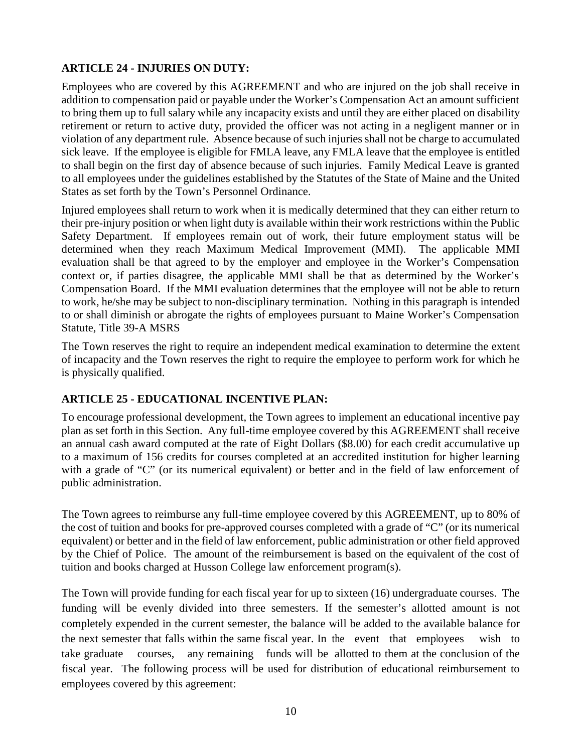**ARTICLE 24 - INJURIES ON DUTY:**

Employees who are covered by this AGREEMENT and who are injured on the job shall receive in addition to compensation paid or payable under the Worker's Compensation Act an amount sufficient to bring them up to full salary while any incapacity exists and until they are either placed on disability retirement or return to active duty, provided the officer was not acting in a negligent manner or in violation of any department rule. Absence because of such injuries shall not be charge to accumulated sick leave. If the employee is eligible for FMLA leave, any FMLA leave that the employee is entitled to shall begin on the first day of absence because of such injuries. Family Medical Leave is granted to all employees under the guidelines established by the Statutes of the State of Maine and the United States as set forth by the Town's Personnel Ordinance.

Injured employees shall return to work when it is medically determined that they can either return to their pre-injury position or when light duty is available within their work restrictions within the Public Safety Department. If employees remain out of work, their future employment status will be determined when they reach Maximum Medical Improvement (MMI). The applicable MMI evaluation shall be that agreed to by the employer and employee in the Worker's Compensation context or, if parties disagree, the applicable MMI shall be that as determined by the Worker's Compensation Board. If the MMI evaluation determines that the employee will not be able to return to work, he/she may be subject to non-disciplinary termination. Nothing in this paragraph is intended to or shall diminish or abrogate the rights of employees pursuant to Maine Worker's Compensation Statute, Title 39-A MSRS

The Town reserves the right to require an independent medical examination to determine the extent of incapacity and the Town reserves the right to require the employee to perform work for which he is physically qualified.

**ARTICLE 25 - EDUCATIONAL INCENTIVE PLAN:**

To encourage professional development, the Town agrees to implement an educational incentive pay plan as set forth in this Section. Any full-time employee covered by this AGREEMENT shall receive an annual cash award computed at the rate of Eight Dollars ($8.00) for each credit accumulative up to a maximum of 156 credits for courses completed at an accredited institution for higher learning with a grade of "C" (or its numerical equivalent) or better and in the field of law enforcement of public administration.

The Town agrees to reimburse any full-time employee covered by this AGREEMENT, up to 80% of the cost of tuition and books for pre-approved courses completed with a grade of "C" (or its numerical equivalent) or better and in the field of law enforcement, public administration or other field approved by the Chief of Police. The amount of the reimbursement is based on the equivalent of the cost of tuition and books charged at Husson College law enforcement program(s).

The Town will provide funding for each fiscal year for up to sixteen (16) undergraduate courses. The funding will be evenly divided into three semesters. If the semester's allotted amount is not completely expended in the current semester, the balance will be added to the available balance for the next semester that falls within the same fiscal year. In the event that employees wish to take graduate courses, any remaining funds will be allotted to them at the conclusion of the fiscal year. The following process will be used for distribution of educational reimbursement to employees covered by this agreement: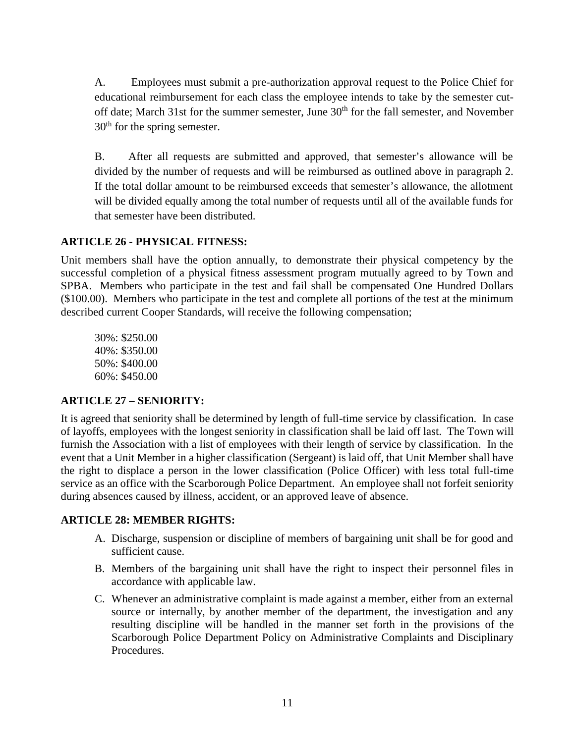A. Employees must submit a pre-authorization approval request to the Police Chief for educational reimbursement for each class the employee intends to take by the semester cut-off date; March 31st for the summer semester, June 30th for the fall semester, and November 30th for the spring semester.

B. After all requests are submitted and approved, that semester's allowance will be divided by the number of requests and will be reimbursed as outlined above in paragraph 2. If the total dollar amount to be reimbursed exceeds that semester's allowance, the allotment will be divided equally among the total number of requests until all of the available funds for that semester have been distributed.

**ARTICLE 26 - PHYSICAL FITNESS:**

Unit members shall have the option annually, to demonstrate their physical competency by the successful completion of a physical fitness assessment program mutually agreed to by Town and SPBA. Members who participate in the test and fail shall be compensated One Hundred Dollars ($100.00). Members who participate in the test and complete all portions of the test at the minimum described current Cooper Standards, will receive the following compensation;

30%: $250.00
40%: $350.00
50%: $400.00
60%: $450.00

**ARTICLE 27 – SENIORITY:**

It is agreed that seniority shall be determined by length of full-time service by classification. In case of layoffs, employees with the longest seniority in classification shall be laid off last. The Town will furnish the Association with a list of employees with their length of service by classification. In the event that a Unit Member in a higher classification (Sergeant) is laid off, that Unit Member shall have the right to displace a person in the lower classification (Police Officer) with less total full-time service as an office with the Scarborough Police Department. An employee shall not forfeit seniority during absences caused by illness, accident, or an approved leave of absence.

**ARTICLE 28: MEMBER RIGHTS:**

A. Discharge, suspension or discipline of members of bargaining unit shall be for good and sufficient cause.
B. Members of the bargaining unit shall have the right to inspect their personnel files in accordance with applicable law.
C. Whenever an administrative complaint is made against a member, either from an external source or internally, by another member of the department, the investigation and any resulting discipline will be handled in the manner set forth in the provisions of the Scarborough Police Department Policy on Administrative Complaints and Disciplinary Procedures.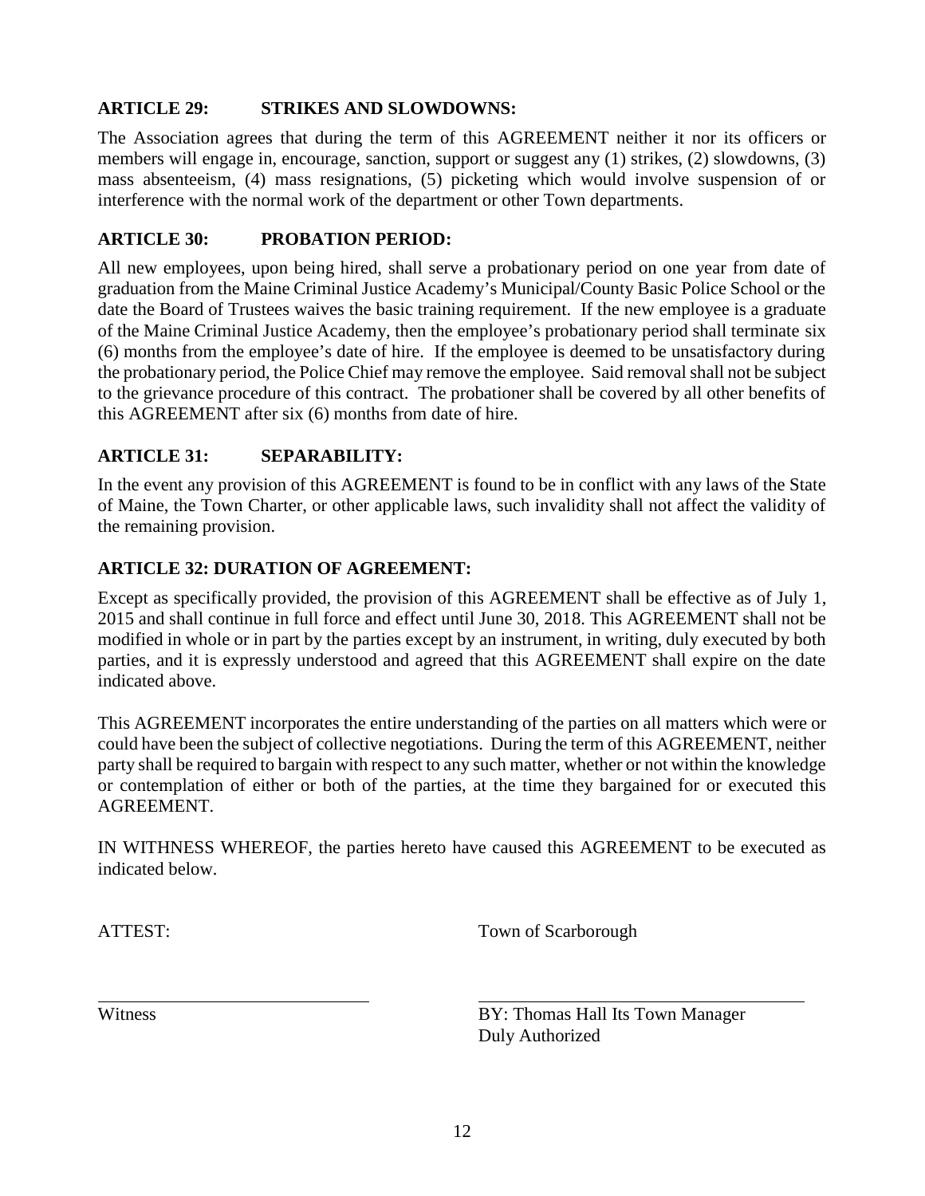## ARTICLE 29: STRIKES AND SLOWDOWNS:

The Association agrees that during the term of this AGREEMENT neither it nor its officers or members will engage in, encourage, sanction, support or suggest any (1) strikes, (2) slowdowns, (3) mass absenteeism, (4) mass resignations, (5) picketing which would involve suspension of or interference with the normal work of the department or other Town departments.

## ARTICLE 30: PROBATION PERIOD:

All new employees, upon being hired, shall serve a probationary period on one year from date of graduation from the Maine Criminal Justice Academy's Municipal/County Basic Police School or the date the Board of Trustees waives the basic training requirement. If the new employee is a graduate of the Maine Criminal Justice Academy, then the employee's probationary period shall terminate six (6) months from the employee's date of hire. If the employee is deemed to be unsatisfactory during the probationary period, the Police Chief may remove the employee. Said removal shall not be subject to the grievance procedure of this contract. The probationer shall be covered by all other benefits of this AGREEMENT after six (6) months from date of hire.

## ARTICLE 31: SEPARABILITY:

In the event any provision of this AGREEMENT is found to be in conflict with any laws of the State of Maine, the Town Charter, or other applicable laws, such invalidity shall not affect the validity of the remaining provision.

## ARTICLE 32: DURATION OF AGREEMENT:

Except as specifically provided, the provision of this AGREEMENT shall be effective as of July 1, 2015 and shall continue in full force and effect until June 30, 2018. This AGREEMENT shall not be modified in whole or in part by the parties except by an instrument, in writing, duly executed by both parties, and it is expressly understood and agreed that this AGREEMENT shall expire on the date indicated above.

This AGREEMENT incorporates the entire understanding of the parties on all matters which were or could have been the subject of collective negotiations. During the term of this AGREEMENT, neither party shall be required to bargain with respect to any such matter, whether or not within the knowledge or contemplation of either or both of the parties, at the time they bargained for or executed this AGREEMENT.

IN WITNESS WHEREOF, the parties hereto have caused this AGREEMENT to be executed as indicated below.

ATTEST: Town of Scarborough

\_\_\_\_\_\_\_\_\_\_\_\_\_\_\_\_\_\_\_\_\_\_\_\_\_\_\_\_ \_\_\_\_\_\_\_\_\_\_\_\_\_\_\_\_\_\_\_\_\_\_\_\_\_\_\_\_\_\_\_\_\_\_\_\_

Witness BY: Thomas Hall Its Town Manager
Duly Authorized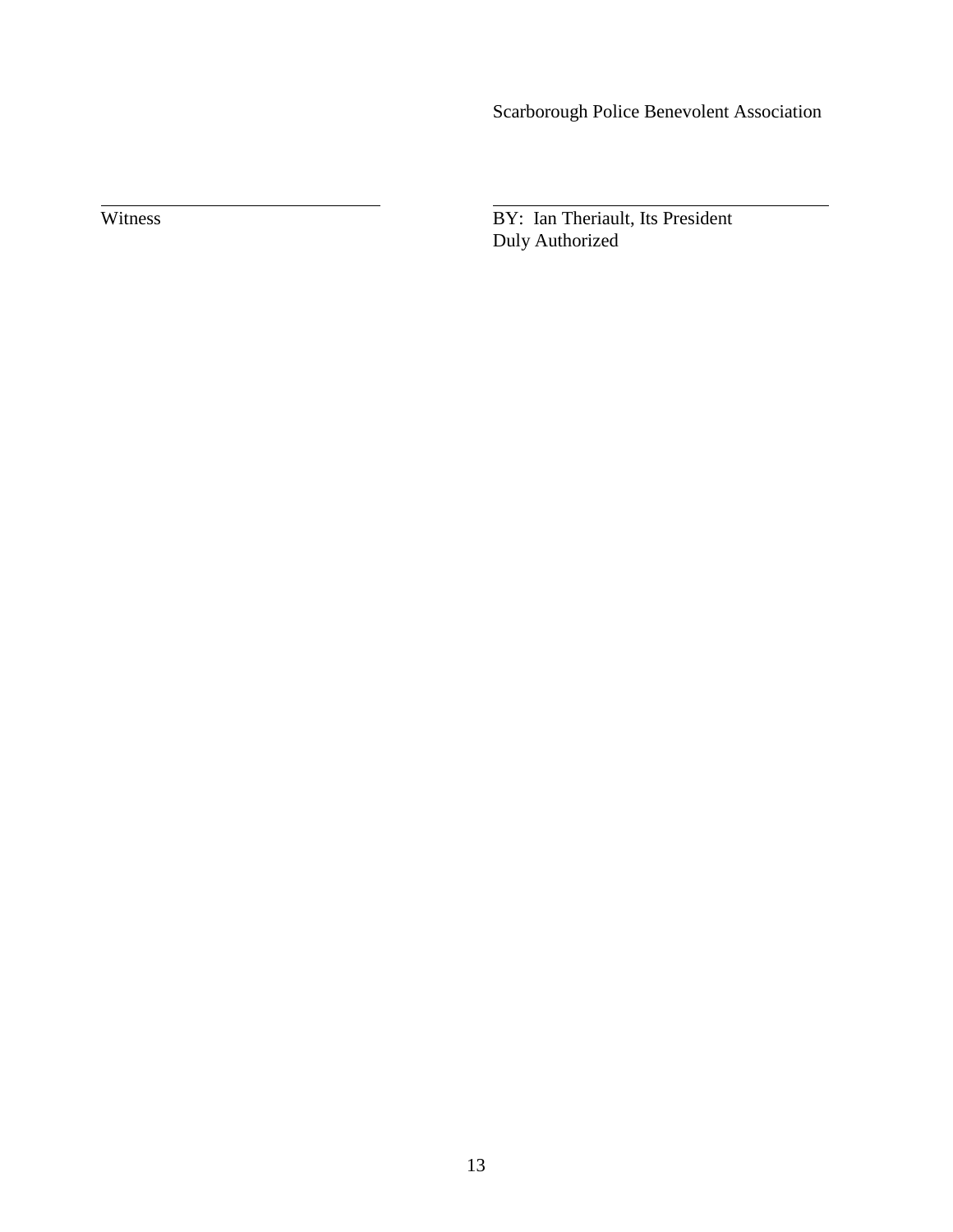Scarborough Police Benevolent Association

| | |
|---|---|
| \_\_\_\_\_\_\_\_\_\_\_\_\_\_\_\_\_\_\_\_\_\_\_\_\_\_\_\_\_\_ | \_\_\_\_\_\_\_\_\_\_\_\_\_\_\_\_\_\_\_\_\_\_\_\_\_\_\_\_\_\_\_\_\_\_\_\_ |
| Witness | BY: Ian Theriault, Its President<br>Duly Authorized |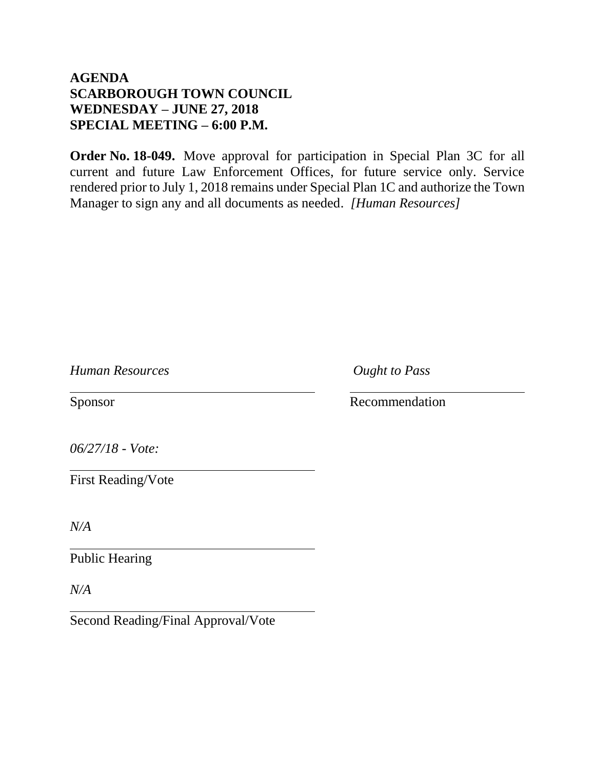**AGENDA**
**SCARBOROUGH TOWN COUNCIL**
**WEDNESDAY – JUNE 27, 2018**
**SPECIAL MEETING – 6:00 P.M.**

**Order No. 18-049.** Move approval for participation in Special Plan 3C for all current and future Law Enforcement Offices, for future service only. Service rendered prior to July 1, 2018 remains under Special Plan 1C and authorize the Town Manager to sign any and all documents as needed. *[Human Resources]*

*Human Resources*
Sponsor

*Ought to Pass*
Recommendation

*06/27/18 - Vote:*
First Reading/Vote

*N/A*
Public Hearing

*N/A*
Second Reading/Final Approval/Vote